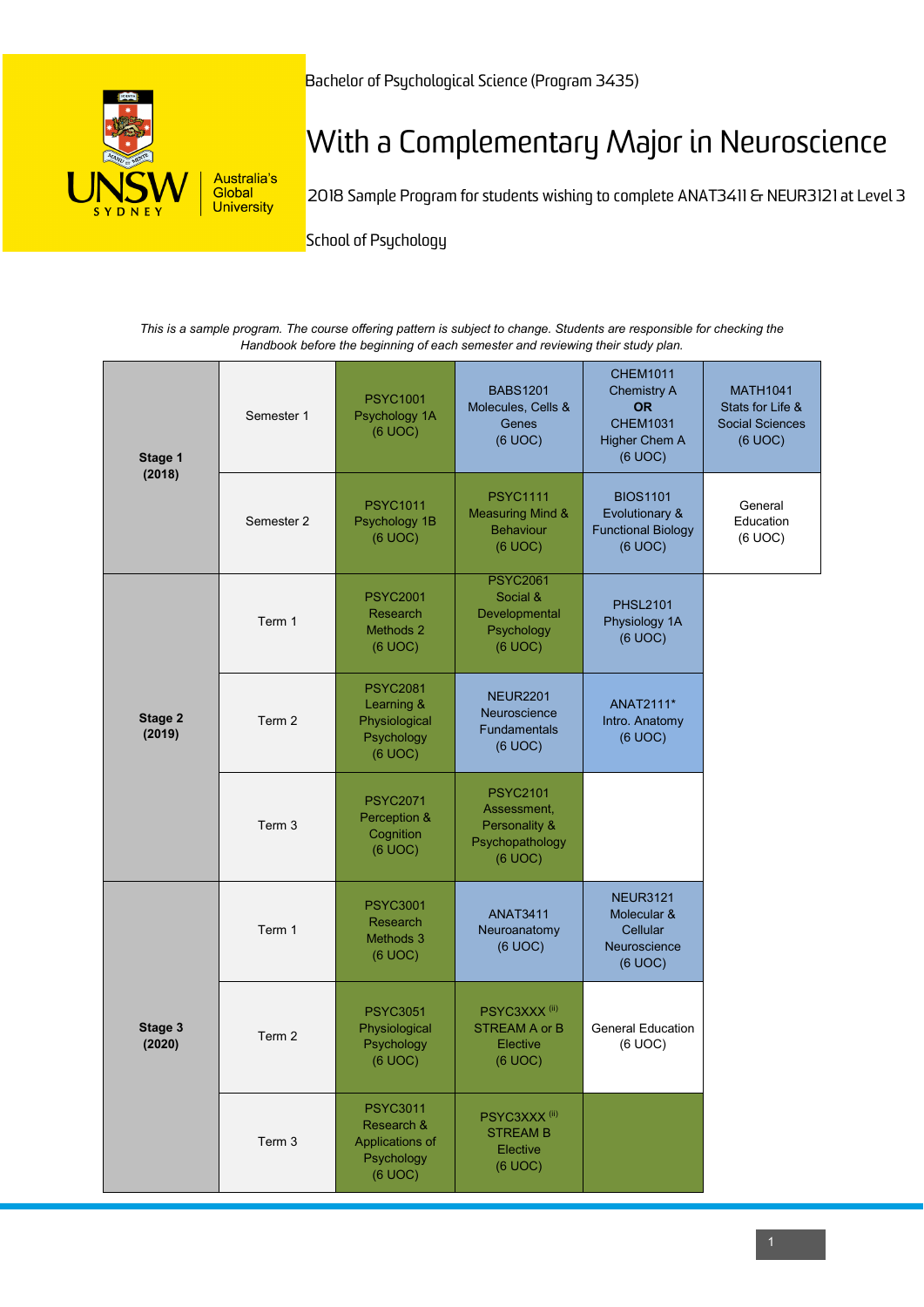UNSW SYDNEY Australia's Global University

Bachelor of Psychological Science (Program 3435)

# With a Complementary Major in Neuroscience

2018 Sample Program for students wishing to complete ANAT3411 & NEUR3121 at Level 3

School of Psychology

*This is a sample program. The course offering pattern is subject to change. Students are responsible for checking the Handbook before the beginning of each semester and reviewing their study plan.*

| Stage | Period | | | | |
|---|---|---|---|---|---|
| **Stage 1 (2018)** | Semester 1 | PSYC1001 Psychology 1A (6 UOC) | BABS1201 Molecules, Cells & Genes (6 UOC) | CHEM1011 Chemistry A **OR** CHEM1031 Higher Chem A (6 UOC) | MATH1041 Stats for Life & Social Sciences (6 UOC) |
| | Semester 2 | PSYC1011 Psychology 1B (6 UOC) | PSYC1111 Measuring Mind & Behaviour (6 UOC) | BIOS1101 Evolutionary & Functional Biology (6 UOC) | General Education (6 UOC) |
| **Stage 2 (2019)** | Term 1 | PSYC2001 Research Methods 2 (6 UOC) | PSYC2061 Social & Developmental Psychology (6 UOC) | PHSL2101 Physiology 1A (6 UOC) | |
| | Term 2 | PSYC2081 Learning & Physiological Psychology (6 UOC) | NEUR2201 Neuroscience Fundamentals (6 UOC) | ANAT2111* Intro. Anatomy (6 UOC) | |
| | Term 3 | PSYC2071 Perception & Cognition (6 UOC) | PSYC2101 Assessment, Personality & Psychopathology (6 UOC) | | |
| **Stage 3 (2020)** | Term 1 | PSYC3001 Research Methods 3 (6 UOC) | ANAT3411 Neuroanatomy (6 UOC) | NEUR3121 Molecular & Cellular Neuroscience (6 UOC) | |
| | Term 2 | PSYC3051 Physiological Psychology (6 UOC) | PSYC3XXX (ii) STREAM A or B Elective (6 UOC) | General Education (6 UOC) | |
| | Term 3 | PSYC3011 Research & Applications of Psychology (6 UOC) | PSYC3XXX (ii) STREAM B Elective (6 UOC) | | |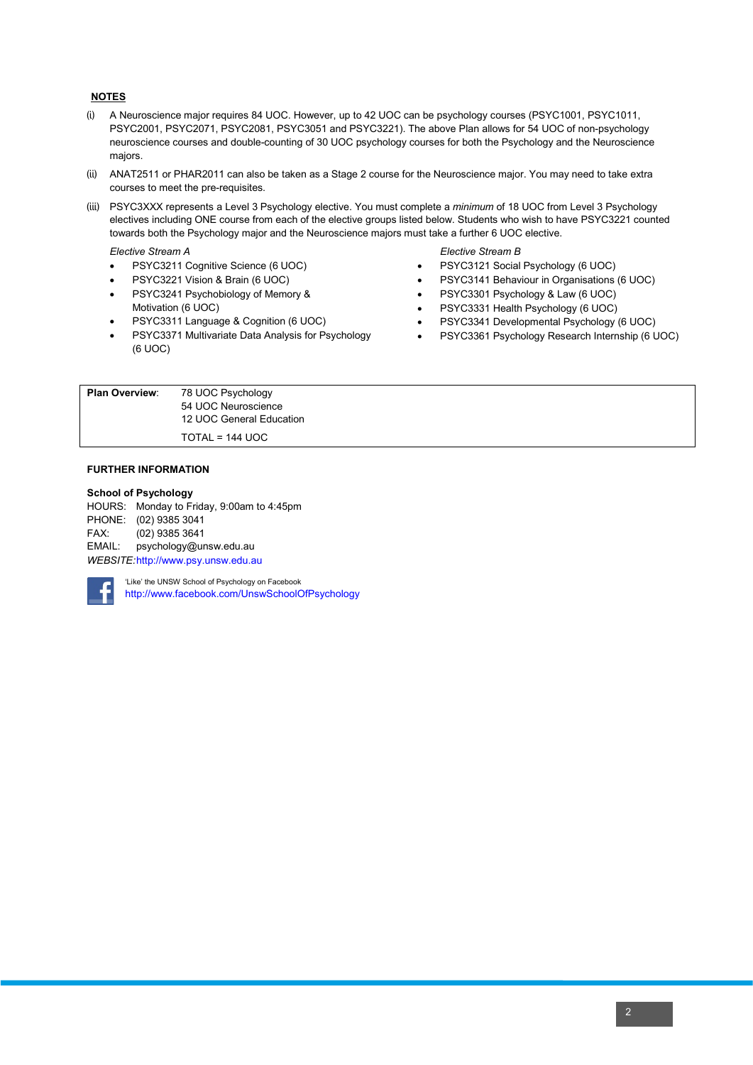## NOTES

(i) A Neuroscience major requires 84 UOC. However, up to 42 UOC can be psychology courses (PSYC1001, PSYC1011, PSYC2001, PSYC2071, PSYC2081, PSYC3051 and PSYC3221). The above Plan allows for 54 UOC of non-psychology neuroscience courses and double-counting of 30 UOC psychology courses for both the Psychology and the Neuroscience majors.

(ii) ANAT2511 or PHAR2011 can also be taken as a Stage 2 course for the Neuroscience major. You may need to take extra courses to meet the pre-requisites.

(iii) PSYC3XXX represents a Level 3 Psychology elective. You must complete a *minimum* of 18 UOC from Level 3 Psychology electives including ONE course from each of the elective groups listed below. Students who wish to have PSYC3221 counted towards both the Psychology major and the Neuroscience majors must take a further 6 UOC elective.

*Elective Stream A*

- PSYC3211 Cognitive Science (6 UOC)
- PSYC3221 Vision & Brain (6 UOC)
- PSYC3241 Psychobiology of Memory & Motivation (6 UOC)
- PSYC3311 Language & Cognition (6 UOC)
- PSYC3371 Multivariate Data Analysis for Psychology (6 UOC)

*Elective Stream B*

- PSYC3121 Social Psychology (6 UOC)
- PSYC3141 Behaviour in Organisations (6 UOC)
- PSYC3301 Psychology & Law (6 UOC)
- PSYC3331 Health Psychology (6 UOC)
- PSYC3341 Developmental Psychology (6 UOC)
- PSYC3361 Psychology Research Internship (6 UOC)

| | |
|---|---|
| **Plan Overview**: | 78 UOC Psychology<br>54 UOC Neuroscience<br>12 UOC General Education<br>TOTAL = 144 UOC |

### FURTHER INFORMATION

**School of Psychology**
HOURS: Monday to Friday, 9:00am to 4:45pm
PHONE: (02) 9385 3041
FAX: (02) 9385 3641
EMAIL: psychology@unsw.edu.au
*WEBSITE:* http://www.psy.unsw.edu.au

'Like' the UNSW School of Psychology on Facebook
http://www.facebook.com/UnswSchoolOfPsychology